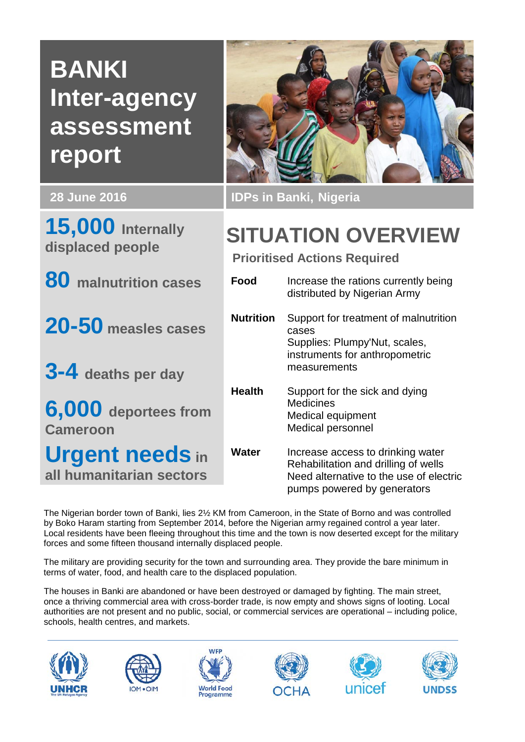# BANKI Inter-agency assessment report

**28 June 2016**

IDPs in Banki, Nigeria

**15,000** Internally displaced people

**80** malnutrition cases

**20-50** measles cases

**3-4** deaths per day

**6,000** deportees from Cameroon

**Urgent needs** in all humanitarian sectors

## SITUATION OVERVIEW

### Prioritised Actions Required

| | |
|---|---|
| **Food** | Increase the rations currently being distributed by Nigerian Army |
| **Nutrition** | Support for treatment of malnutrition cases<br>Supplies: Plumpy'Nut, scales, instruments for anthropometric measurements |
| **Health** | Support for the sick and dying<br>Medicines<br>Medical equipment<br>Medical personnel |
| **Water** | Increase access to drinking water<br>Rehabilitation and drilling of wells<br>Need alternative to the use of electric pumps powered by generators |

The Nigerian border town of Banki, lies 2½ KM from Cameroon, in the State of Borno and was controlled by Boko Haram starting from September 2014, before the Nigerian army regained control a year later. Local residents have been fleeing throughout this time and the town is now deserted except for the military forces and some fifteen thousand internally displaced people.

The military are providing security for the town and surrounding area. They provide the bare minimum in terms of water, food, and health care to the displaced population.

The houses in Banki are abandoned or have been destroyed or damaged by fighting. The main street, once a thriving commercial area with cross-border trade, is now empty and shows signs of looting. Local authorities are not present and no public, social, or commercial services are operational – including police, schools, health centres, and markets.

UNHCR | IOM • OIM | WFP World Food Programme | OCHA | unicef | UNDSS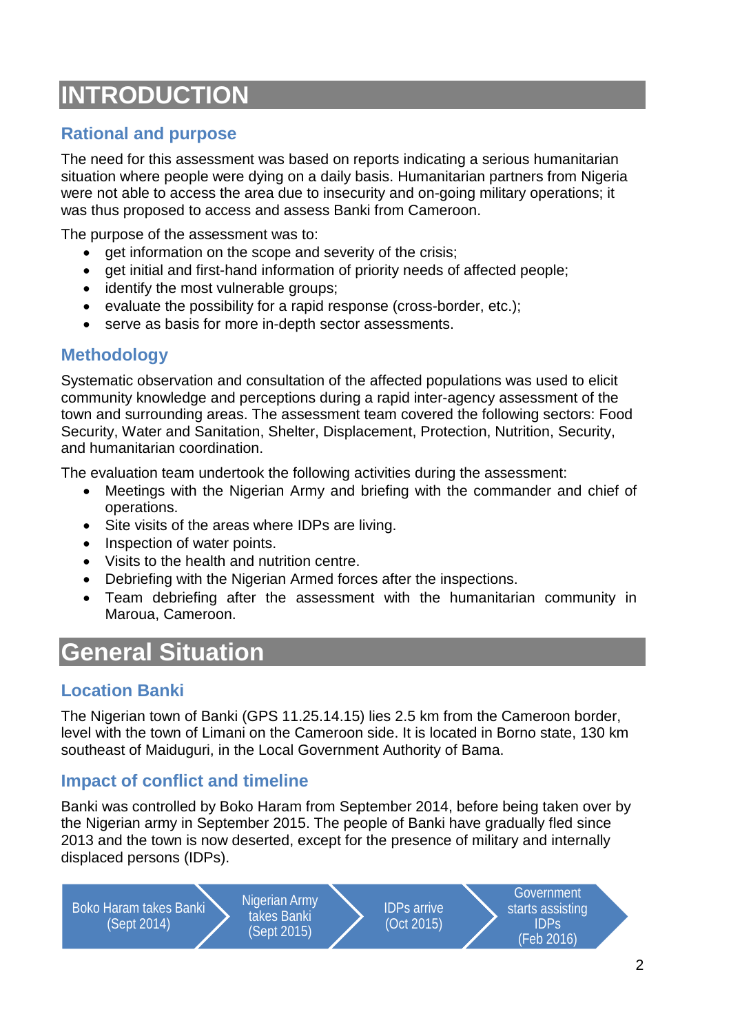# INTRODUCTION

## Rational and purpose

The need for this assessment was based on reports indicating a serious humanitarian situation where people were dying on a daily basis. Humanitarian partners from Nigeria were not able to access the area due to insecurity and on-going military operations; it was thus proposed to access and assess Banki from Cameroon.

The purpose of the assessment was to:

- get information on the scope and severity of the crisis;
- get initial and first-hand information of priority needs of affected people;
- identify the most vulnerable groups;
- evaluate the possibility for a rapid response (cross-border, etc.);
- serve as basis for more in-depth sector assessments.

## Methodology

Systematic observation and consultation of the affected populations was used to elicit community knowledge and perceptions during a rapid inter-agency assessment of the town and surrounding areas. The assessment team covered the following sectors: Food Security, Water and Sanitation, Shelter, Displacement, Protection, Nutrition, Security, and humanitarian coordination.

The evaluation team undertook the following activities during the assessment:

- Meetings with the Nigerian Army and briefing with the commander and chief of operations.
- Site visits of the areas where IDPs are living.
- Inspection of water points.
- Visits to the health and nutrition centre.
- Debriefing with the Nigerian Armed forces after the inspections.
- Team debriefing after the assessment with the humanitarian community in Maroua, Cameroon.

# General Situation

## Location Banki

The Nigerian town of Banki (GPS 11.25.14.15) lies 2.5 km from the Cameroon border, level with the town of Limani on the Cameroon side. It is located in Borno state, 130 km southeast of Maiduguri, in the Local Government Authority of Bama.

## Impact of conflict and timeline

Banki was controlled by Boko Haram from September 2014, before being taken over by the Nigerian army in September 2015. The people of Banki have gradually fled since 2013 and the town is now deserted, except for the presence of military and internally displaced persons (IDPs).

Boko Haram takes Banki (Sept 2014) → Nigerian Army takes Banki (Sept 2015) → IDPs arrive (Oct 2015) → Government starts assisting IDPs (Feb 2016)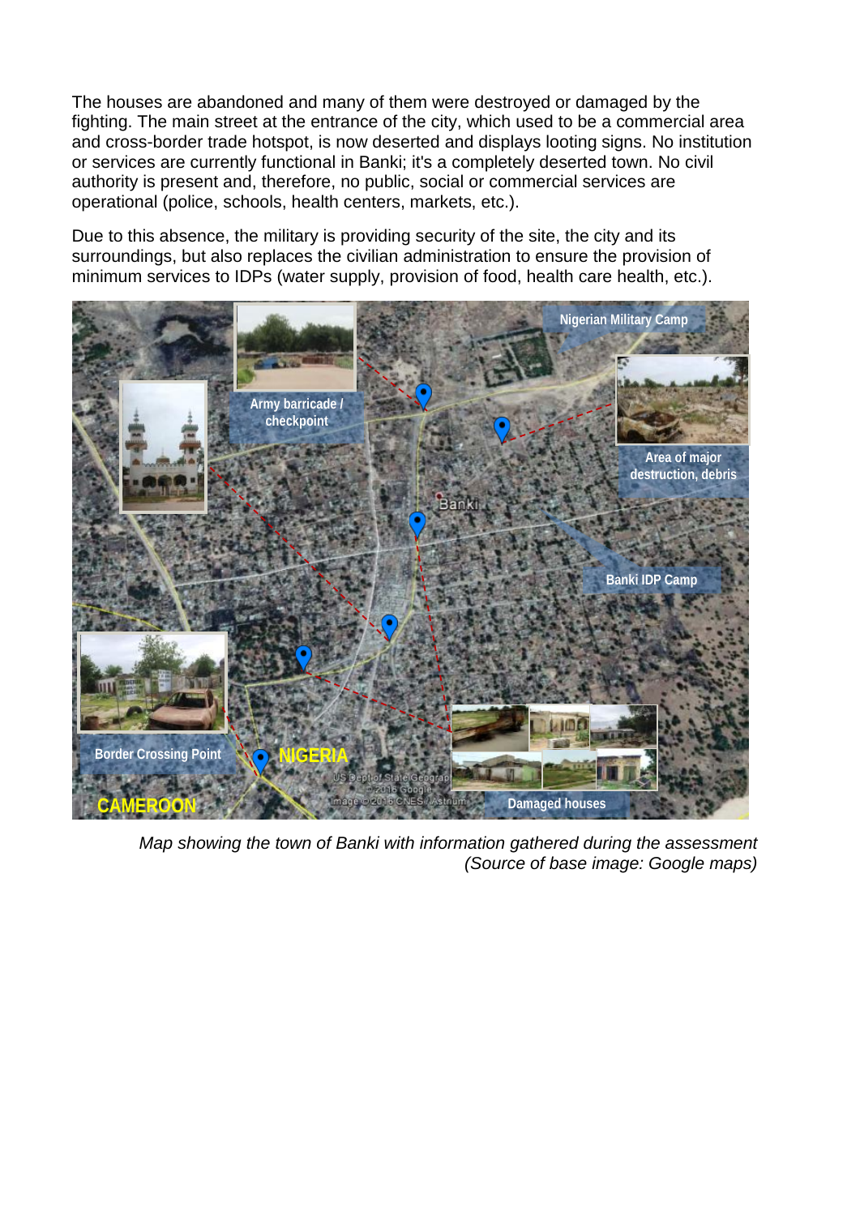The houses are abandoned and many of them were destroyed or damaged by the fighting. The main street at the entrance of the city, which used to be a commercial area and cross-border trade hotspot, is now deserted and displays looting signs. No institution or services are currently functional in Banki; it's a completely deserted town. No civil authority is present and, therefore, no public, social or commercial services are operational (police, schools, health centers, markets, etc.).

Due to this absence, the military is providing security of the site, the city and its surroundings, but also replaces the civilian administration to ensure the provision of minimum services to IDPs (water supply, provision of food, health care health, etc.).

*Map showing the town of Banki with information gathered during the assessment (Source of base image: Google maps)*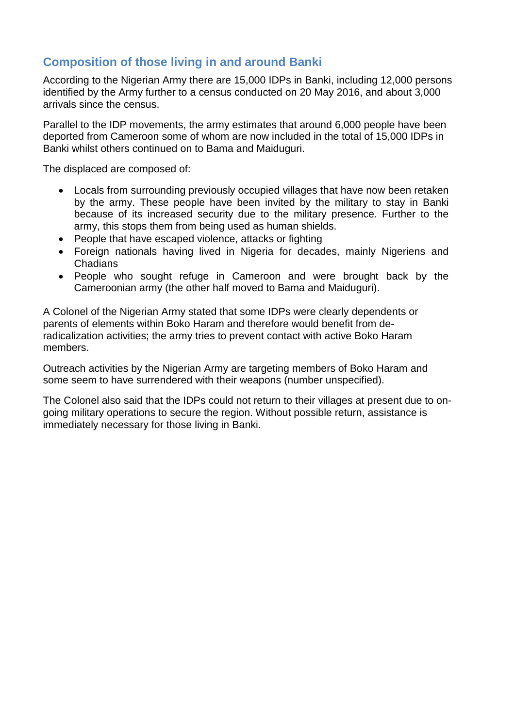## Composition of those living in and around Banki

According to the Nigerian Army there are 15,000 IDPs in Banki, including 12,000 persons identified by the Army further to a census conducted on 20 May 2016, and about 3,000 arrivals since the census.

Parallel to the IDP movements, the army estimates that around 6,000 people have been deported from Cameroon some of whom are now included in the total of 15,000 IDPs in Banki whilst others continued on to Bama and Maiduguri.

The displaced are composed of:

- Locals from surrounding previously occupied villages that have now been retaken by the army. These people have been invited by the military to stay in Banki because of its increased security due to the military presence. Further to the army, this stops them from being used as human shields.
- People that have escaped violence, attacks or fighting
- Foreign nationals having lived in Nigeria for decades, mainly Nigeriens and Chadians
- People who sought refuge in Cameroon and were brought back by the Cameroonian army (the other half moved to Bama and Maiduguri).

A Colonel of the Nigerian Army stated that some IDPs were clearly dependents or parents of elements within Boko Haram and therefore would benefit from de-radicalization activities; the army tries to prevent contact with active Boko Haram members.

Outreach activities by the Nigerian Army are targeting members of Boko Haram and some seem to have surrendered with their weapons (number unspecified).

The Colonel also said that the IDPs could not return to their villages at present due to on-going military operations to secure the region. Without possible return, assistance is immediately necessary for those living in Banki.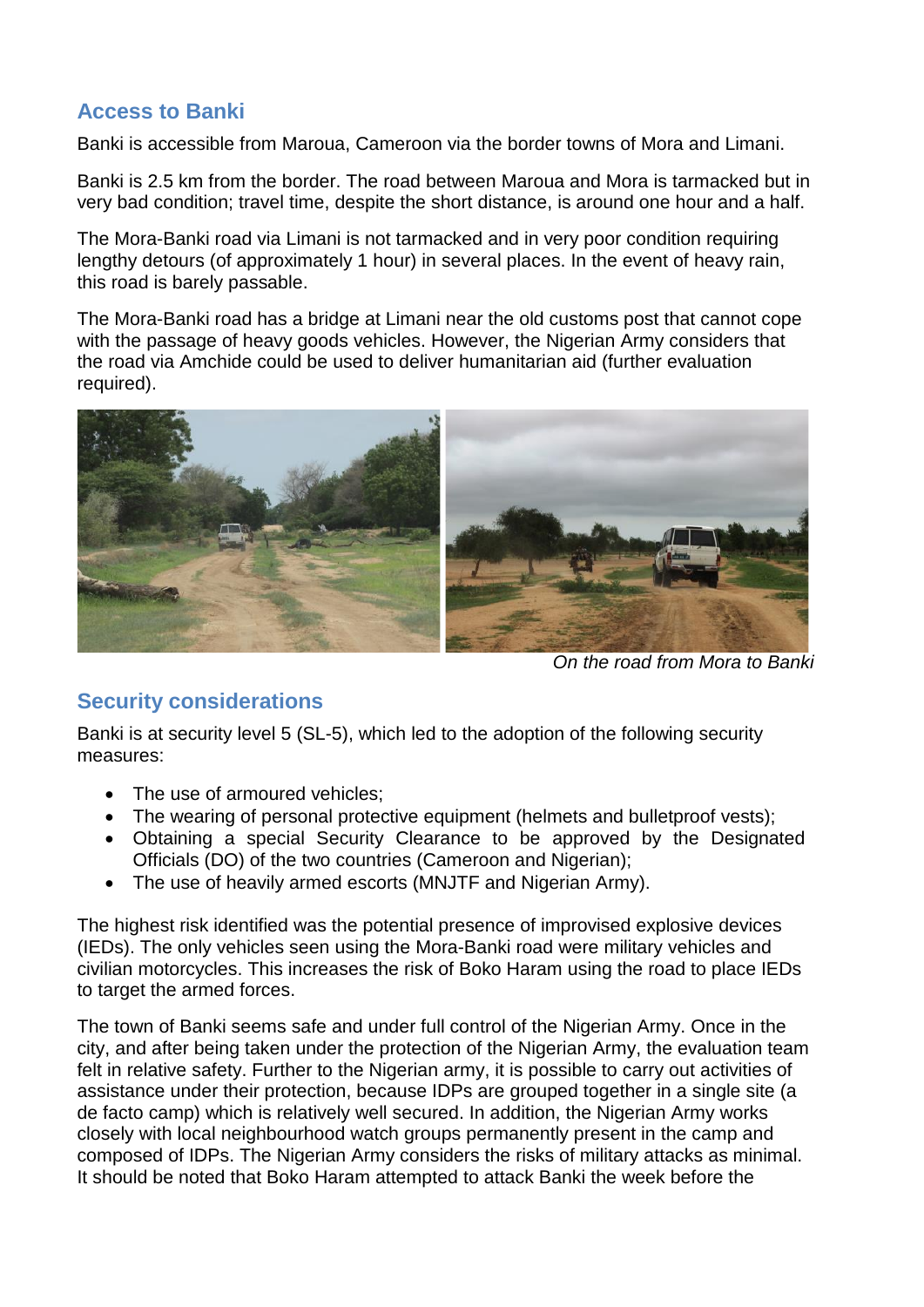## Access to Banki

Banki is accessible from Maroua, Cameroon via the border towns of Mora and Limani.

Banki is 2.5 km from the border. The road between Maroua and Mora is tarmacked but in very bad condition; travel time, despite the short distance, is around one hour and a half.

The Mora-Banki road via Limani is not tarmacked and in very poor condition requiring lengthy detours (of approximately 1 hour) in several places. In the event of heavy rain, this road is barely passable.

The Mora-Banki road has a bridge at Limani near the old customs post that cannot cope with the passage of heavy goods vehicles. However, the Nigerian Army considers that the road via Amchide could be used to deliver humanitarian aid (further evaluation required).

*On the road from Mora to Banki*

## Security considerations

Banki is at security level 5 (SL-5), which led to the adoption of the following security measures:

- The use of armoured vehicles;
- The wearing of personal protective equipment (helmets and bulletproof vests);
- Obtaining a special Security Clearance to be approved by the Designated Officials (DO) of the two countries (Cameroon and Nigerian);
- The use of heavily armed escorts (MNJTF and Nigerian Army).

The highest risk identified was the potential presence of improvised explosive devices (IEDs). The only vehicles seen using the Mora-Banki road were military vehicles and civilian motorcycles. This increases the risk of Boko Haram using the road to place IEDs to target the armed forces.

The town of Banki seems safe and under full control of the Nigerian Army. Once in the city, and after being taken under the protection of the Nigerian Army, the evaluation team felt in relative safety. Further to the Nigerian army, it is possible to carry out activities of assistance under their protection, because IDPs are grouped together in a single site (a de facto camp) which is relatively well secured. In addition, the Nigerian Army works closely with local neighbourhood watch groups permanently present in the camp and composed of IDPs. The Nigerian Army considers the risks of military attacks as minimal. It should be noted that Boko Haram attempted to attack Banki the week before the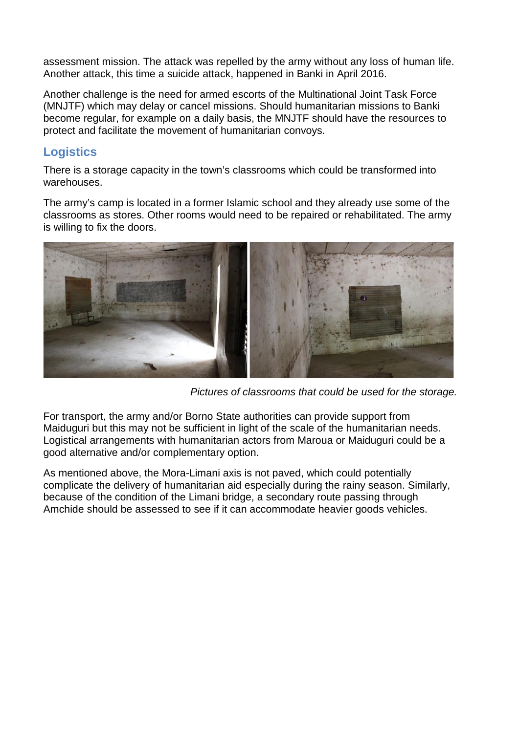assessment mission. The attack was repelled by the army without any loss of human life. Another attack, this time a suicide attack, happened in Banki in April 2016.

Another challenge is the need for armed escorts of the Multinational Joint Task Force (MNJTF) which may delay or cancel missions. Should humanitarian missions to Banki become regular, for example on a daily basis, the MNJTF should have the resources to protect and facilitate the movement of humanitarian convoys.

## Logistics

There is a storage capacity in the town's classrooms which could be transformed into warehouses.

The army's camp is located in a former Islamic school and they already use some of the classrooms as stores. Other rooms would need to be repaired or rehabilitated. The army is willing to fix the doors.

*Pictures of classrooms that could be used for the storage.*

For transport, the army and/or Borno State authorities can provide support from Maiduguri but this may not be sufficient in light of the scale of the humanitarian needs. Logistical arrangements with humanitarian actors from Maroua or Maiduguri could be a good alternative and/or complementary option.

As mentioned above, the Mora-Limani axis is not paved, which could potentially complicate the delivery of humanitarian aid especially during the rainy season. Similarly, because of the condition of the Limani bridge, a secondary route passing through Amchide should be assessed to see if it can accommodate heavier goods vehicles.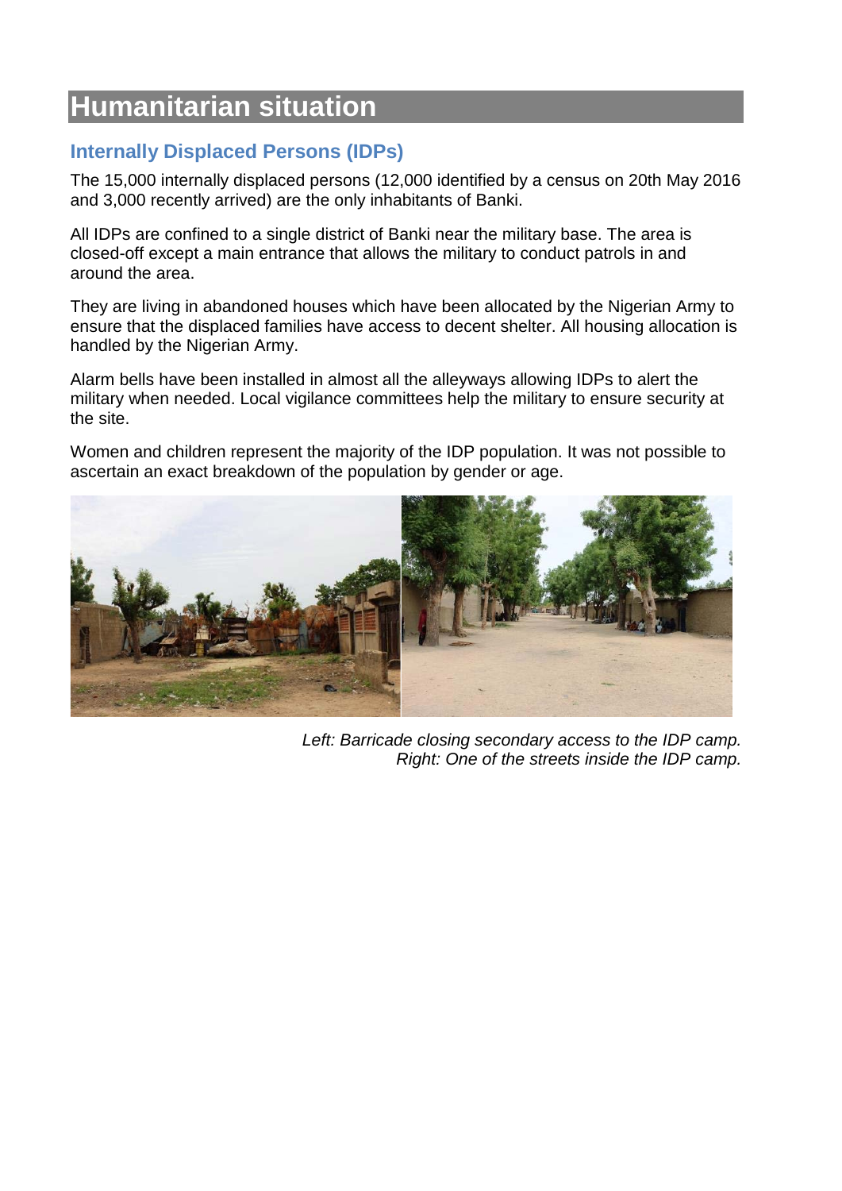# Humanitarian situation

## Internally Displaced Persons (IDPs)

The 15,000 internally displaced persons (12,000 identified by a census on 20th May 2016 and 3,000 recently arrived) are the only inhabitants of Banki.

All IDPs are confined to a single district of Banki near the military base. The area is closed-off except a main entrance that allows the military to conduct patrols in and around the area.

They are living in abandoned houses which have been allocated by the Nigerian Army to ensure that the displaced families have access to decent shelter. All housing allocation is handled by the Nigerian Army.

Alarm bells have been installed in almost all the alleyways allowing IDPs to alert the military when needed. Local vigilance committees help the military to ensure security at the site.

Women and children represent the majority of the IDP population. It was not possible to ascertain an exact breakdown of the population by gender or age.

*Left: Barricade closing secondary access to the IDP camp.*
*Right: One of the streets inside the IDP camp.*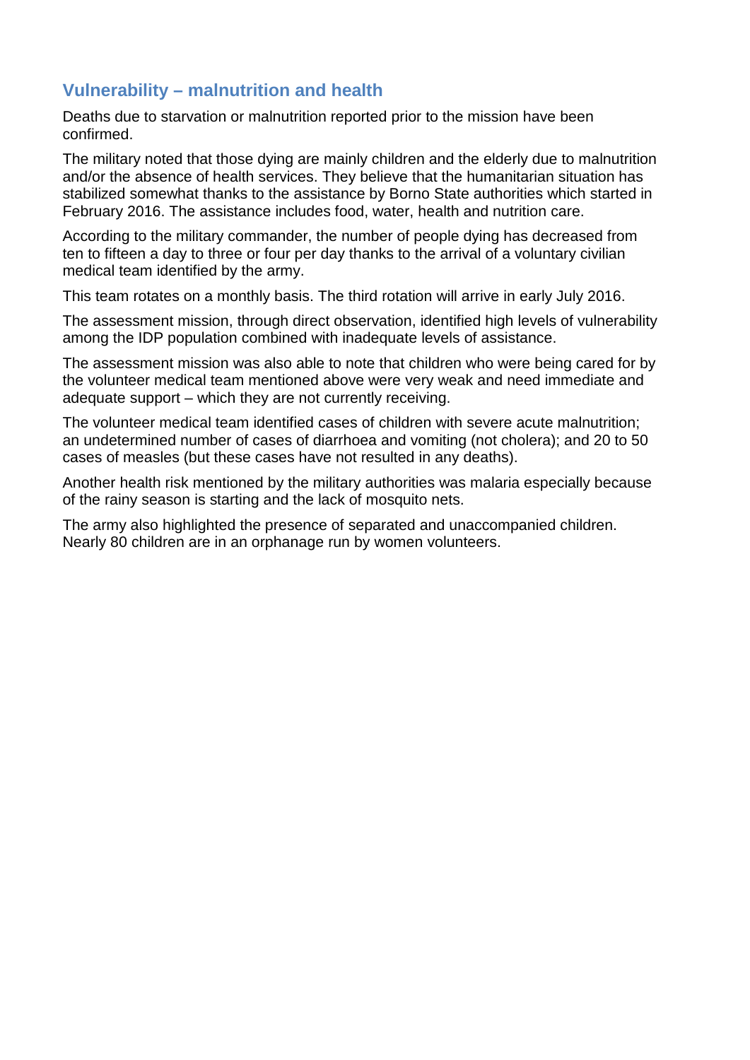## Vulnerability – malnutrition and health

Deaths due to starvation or malnutrition reported prior to the mission have been confirmed.

The military noted that those dying are mainly children and the elderly due to malnutrition and/or the absence of health services. They believe that the humanitarian situation has stabilized somewhat thanks to the assistance by Borno State authorities which started in February 2016. The assistance includes food, water, health and nutrition care.

According to the military commander, the number of people dying has decreased from ten to fifteen a day to three or four per day thanks to the arrival of a voluntary civilian medical team identified by the army.

This team rotates on a monthly basis. The third rotation will arrive in early July 2016.

The assessment mission, through direct observation, identified high levels of vulnerability among the IDP population combined with inadequate levels of assistance.

The assessment mission was also able to note that children who were being cared for by the volunteer medical team mentioned above were very weak and need immediate and adequate support – which they are not currently receiving.

The volunteer medical team identified cases of children with severe acute malnutrition; an undetermined number of cases of diarrhoea and vomiting (not cholera); and 20 to 50 cases of measles (but these cases have not resulted in any deaths).

Another health risk mentioned by the military authorities was malaria especially because of the rainy season is starting and the lack of mosquito nets.

The army also highlighted the presence of separated and unaccompanied children. Nearly 80 children are in an orphanage run by women volunteers.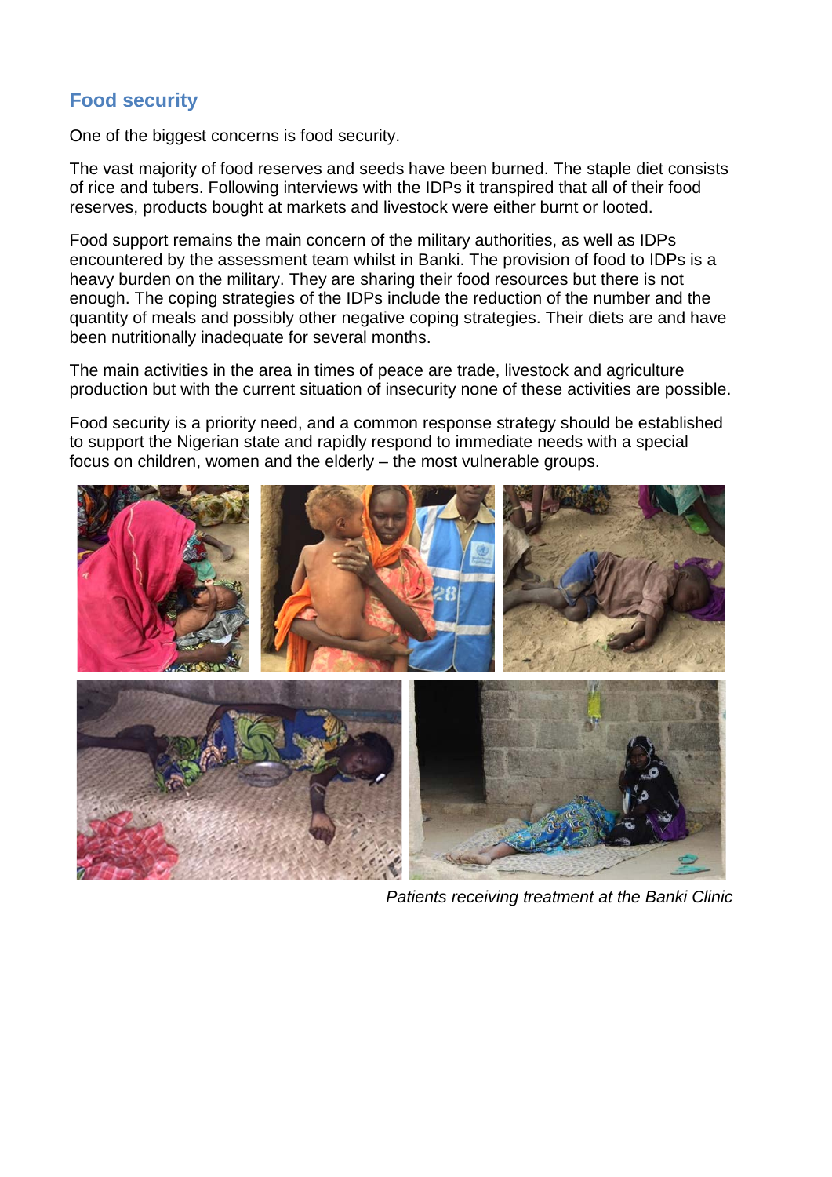## Food security

One of the biggest concerns is food security.

The vast majority of food reserves and seeds have been burned. The staple diet consists of rice and tubers. Following interviews with the IDPs it transpired that all of their food reserves, products bought at markets and livestock were either burnt or looted.

Food support remains the main concern of the military authorities, as well as IDPs encountered by the assessment team whilst in Banki. The provision of food to IDPs is a heavy burden on the military. They are sharing their food resources but there is not enough. The coping strategies of the IDPs include the reduction of the number and the quantity of meals and possibly other negative coping strategies. Their diets are and have been nutritionally inadequate for several months.

The main activities in the area in times of peace are trade, livestock and agriculture production but with the current situation of insecurity none of these activities are possible.

Food security is a priority need, and a common response strategy should be established to support the Nigerian state and rapidly respond to immediate needs with a special focus on children, women and the elderly – the most vulnerable groups.

*Patients receiving treatment at the Banki Clinic*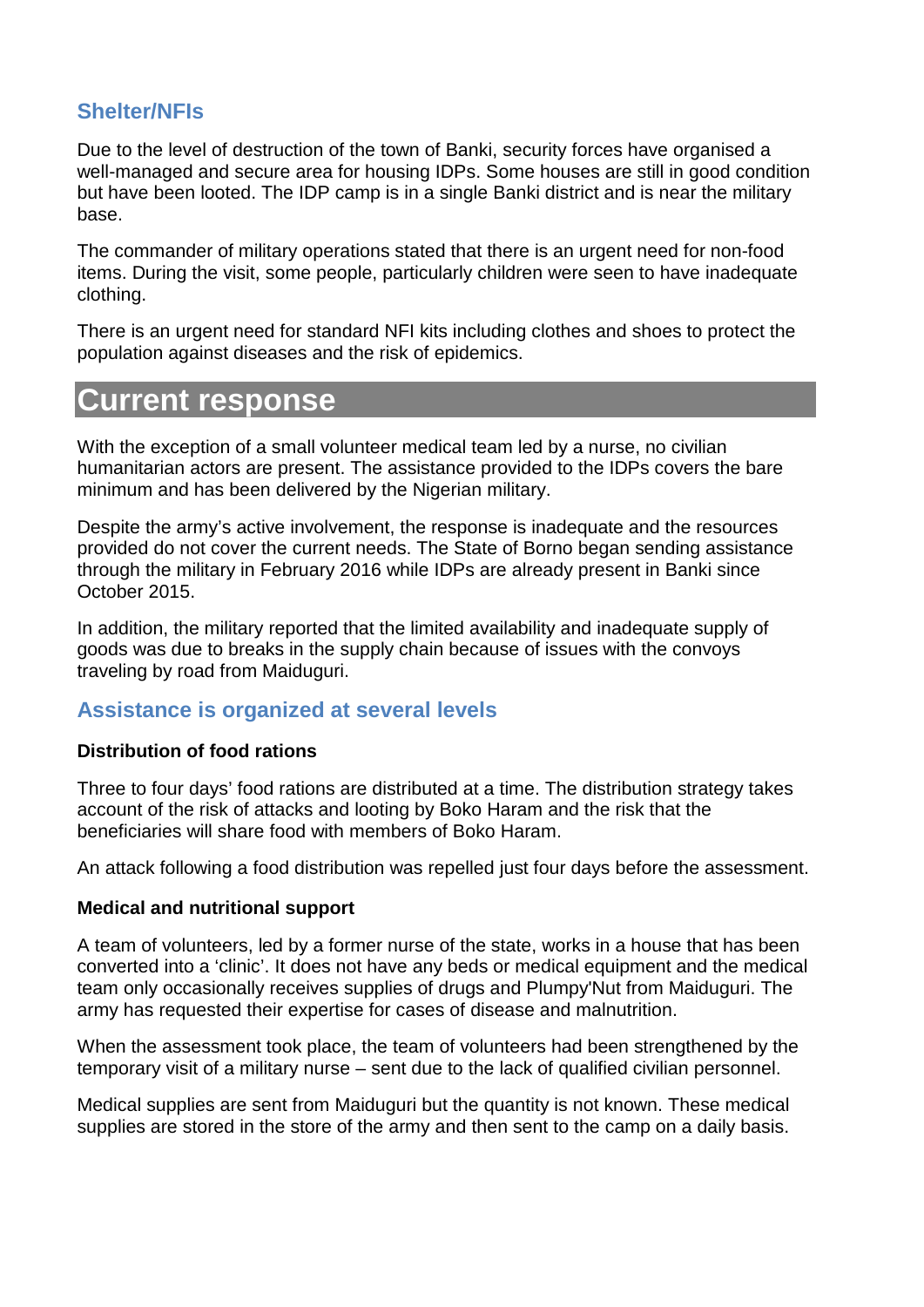### Shelter/NFIs

Due to the level of destruction of the town of Banki, security forces have organised a well-managed and secure area for housing IDPs. Some houses are still in good condition but have been looted. The IDP camp is in a single Banki district and is near the military base.

The commander of military operations stated that there is an urgent need for non-food items. During the visit, some people, particularly children were seen to have inadequate clothing.

There is an urgent need for standard NFI kits including clothes and shoes to protect the population against diseases and the risk of epidemics.

## Current response

With the exception of a small volunteer medical team led by a nurse, no civilian humanitarian actors are present. The assistance provided to the IDPs covers the bare minimum and has been delivered by the Nigerian military.

Despite the army's active involvement, the response is inadequate and the resources provided do not cover the current needs. The State of Borno began sending assistance through the military in February 2016 while IDPs are already present in Banki since October 2015.

In addition, the military reported that the limited availability and inadequate supply of goods was due to breaks in the supply chain because of issues with the convoys traveling by road from Maiduguri.

### Assistance is organized at several levels

**Distribution of food rations**

Three to four days' food rations are distributed at a time. The distribution strategy takes account of the risk of attacks and looting by Boko Haram and the risk that the beneficiaries will share food with members of Boko Haram.

An attack following a food distribution was repelled just four days before the assessment.

**Medical and nutritional support**

A team of volunteers, led by a former nurse of the state, works in a house that has been converted into a 'clinic'. It does not have any beds or medical equipment and the medical team only occasionally receives supplies of drugs and Plumpy'Nut from Maiduguri. The army has requested their expertise for cases of disease and malnutrition.

When the assessment took place, the team of volunteers had been strengthened by the temporary visit of a military nurse – sent due to the lack of qualified civilian personnel.

Medical supplies are sent from Maiduguri but the quantity is not known. These medical supplies are stored in the store of the army and then sent to the camp on a daily basis.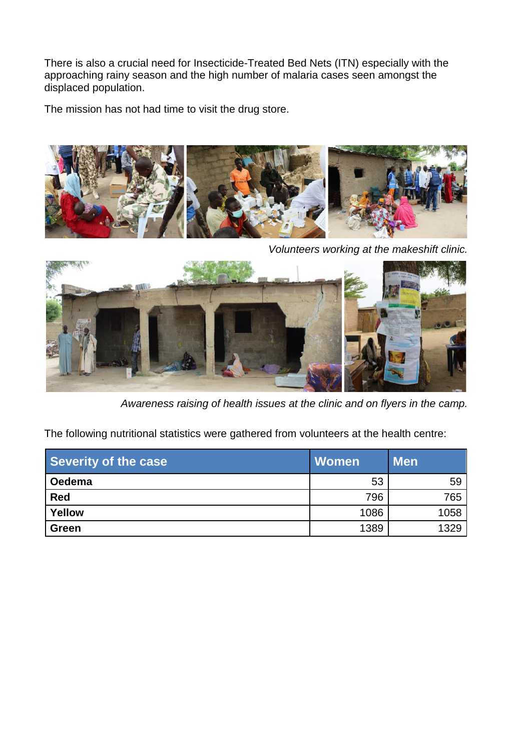There is also a crucial need for Insecticide-Treated Bed Nets (ITN) especially with the approaching rainy season and the high number of malaria cases seen amongst the displaced population.

The mission has not had time to visit the drug store.

*Volunteers working at the makeshift clinic.*

*Awareness raising of health issues at the clinic and on flyers in the camp.*

The following nutritional statistics were gathered from volunteers at the health centre:

| Severity of the case | Women | Men |
|---|---|---|
| **Oedema** | 53 | 59 |
| **Red** | 796 | 765 |
| **Yellow** | 1086 | 1058 |
| **Green** | 1389 | 1329 |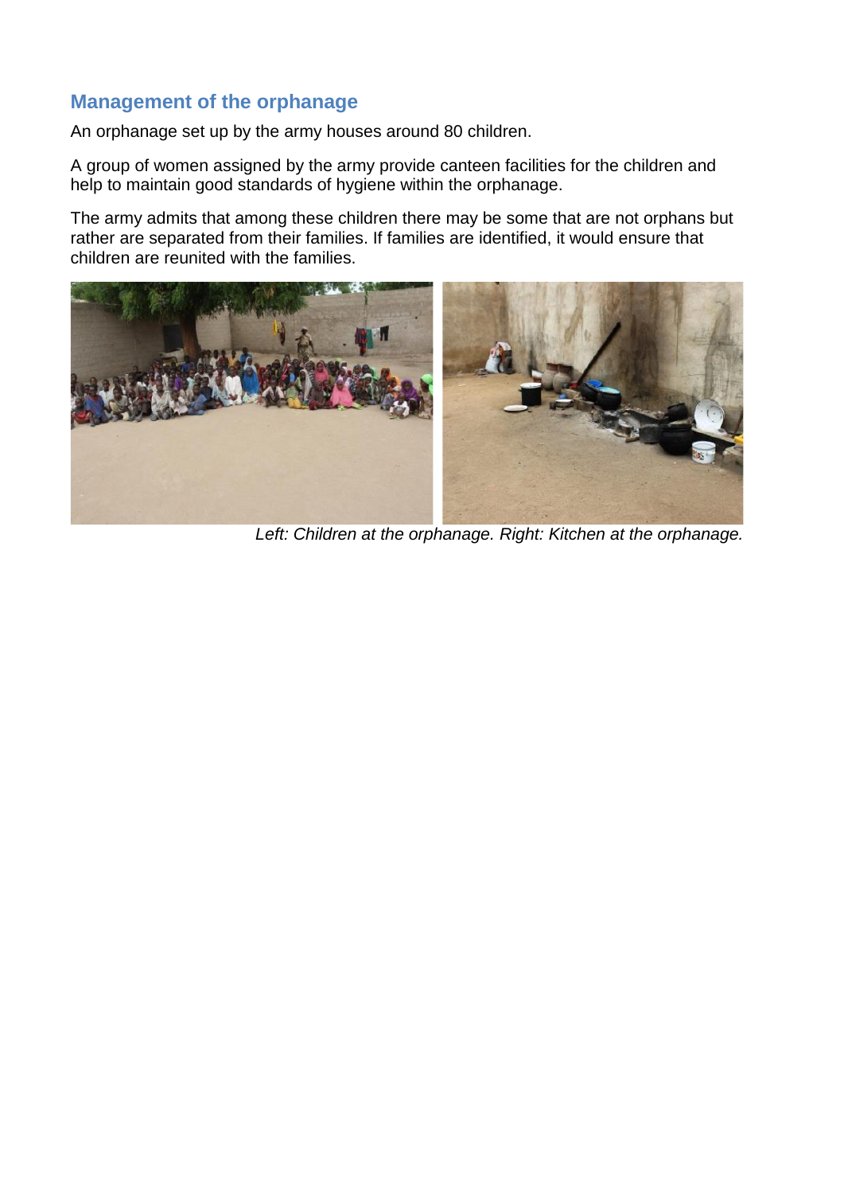## Management of the orphanage

An orphanage set up by the army houses around 80 children.

A group of women assigned by the army provide canteen facilities for the children and help to maintain good standards of hygiene within the orphanage.

The army admits that among these children there may be some that are not orphans but rather are separated from their families. If families are identified, it would ensure that children are reunited with the families.

*Left: Children at the orphanage. Right: Kitchen at the orphanage.*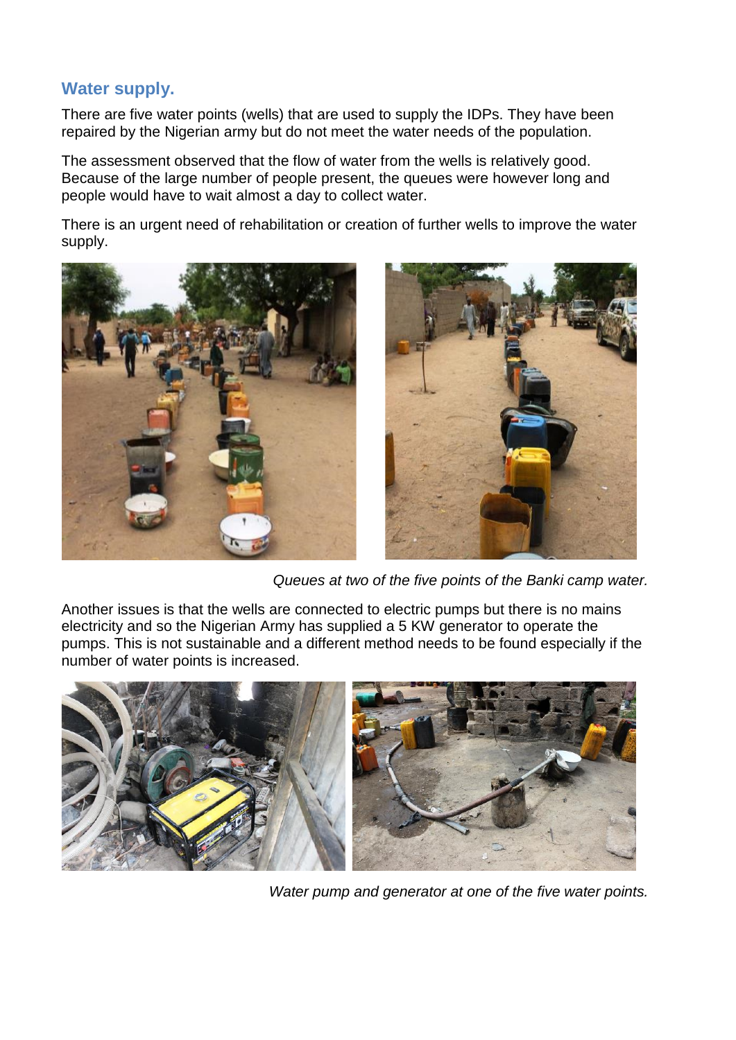## Water supply.

There are five water points (wells) that are used to supply the IDPs. They have been repaired by the Nigerian army but do not meet the water needs of the population.

The assessment observed that the flow of water from the wells is relatively good. Because of the large number of people present, the queues were however long and people would have to wait almost a day to collect water.

There is an urgent need of rehabilitation or creation of further wells to improve the water supply.

*Queues at two of the five points of the Banki camp water.*

Another issues is that the wells are connected to electric pumps but there is no mains electricity and so the Nigerian Army has supplied a 5 KW generator to operate the pumps. This is not sustainable and a different method needs to be found especially if the number of water points is increased.

*Water pump and generator at one of the five water points.*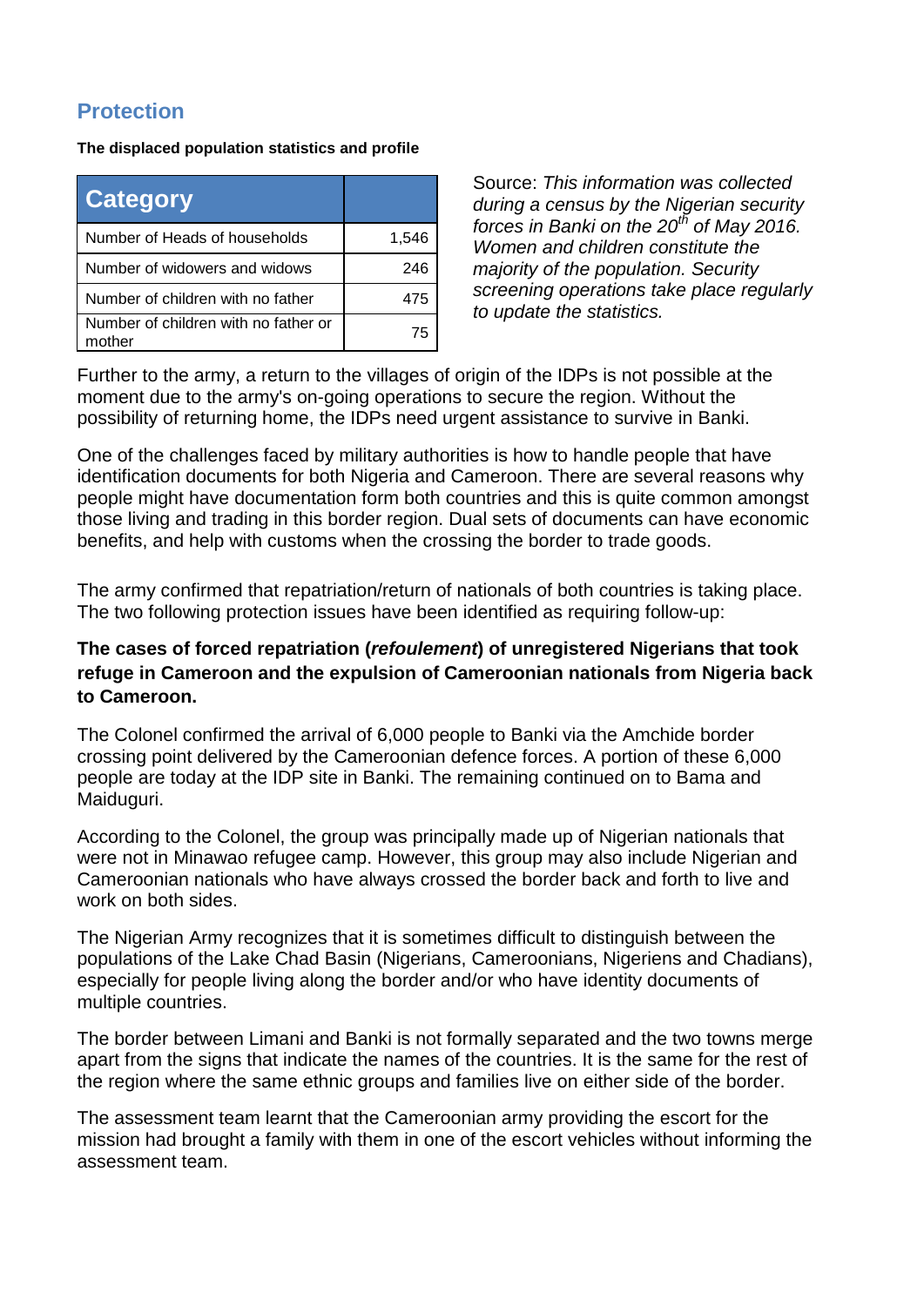## Protection

**The displaced population statistics and profile**

| Category | |
|---|---|
| Number of Heads of households | 1,546 |
| Number of widowers and widows | 246 |
| Number of children with no father | 475 |
| Number of children with no father or mother | 75 |

Source: *This information was collected during a census by the Nigerian security forces in Banki on the 20th of May 2016. Women and children constitute the majority of the population. Security screening operations take place regularly to update the statistics.*

Further to the army, a return to the villages of origin of the IDPs is not possible at the moment due to the army's on-going operations to secure the region. Without the possibility of returning home, the IDPs need urgent assistance to survive in Banki.

One of the challenges faced by military authorities is how to handle people that have identification documents for both Nigeria and Cameroon. There are several reasons why people might have documentation form both countries and this is quite common amongst those living and trading in this border region. Dual sets of documents can have economic benefits, and help with customs when the crossing the border to trade goods.

The army confirmed that repatriation/return of nationals of both countries is taking place. The two following protection issues have been identified as requiring follow-up:

**The cases of forced repatriation (*refoulement*) of unregistered Nigerians that took refuge in Cameroon and the expulsion of Cameroonian nationals from Nigeria back to Cameroon.**

The Colonel confirmed the arrival of 6,000 people to Banki via the Amchide border crossing point delivered by the Cameroonian defence forces. A portion of these 6,000 people are today at the IDP site in Banki. The remaining continued on to Bama and Maiduguri.

According to the Colonel, the group was principally made up of Nigerian nationals that were not in Minawao refugee camp. However, this group may also include Nigerian and Cameroonian nationals who have always crossed the border back and forth to live and work on both sides.

The Nigerian Army recognizes that it is sometimes difficult to distinguish between the populations of the Lake Chad Basin (Nigerians, Cameroonians, Nigeriens and Chadians), especially for people living along the border and/or who have identity documents of multiple countries.

The border between Limani and Banki is not formally separated and the two towns merge apart from the signs that indicate the names of the countries. It is the same for the rest of the region where the same ethnic groups and families live on either side of the border.

The assessment team learnt that the Cameroonian army providing the escort for the mission had brought a family with them in one of the escort vehicles without informing the assessment team.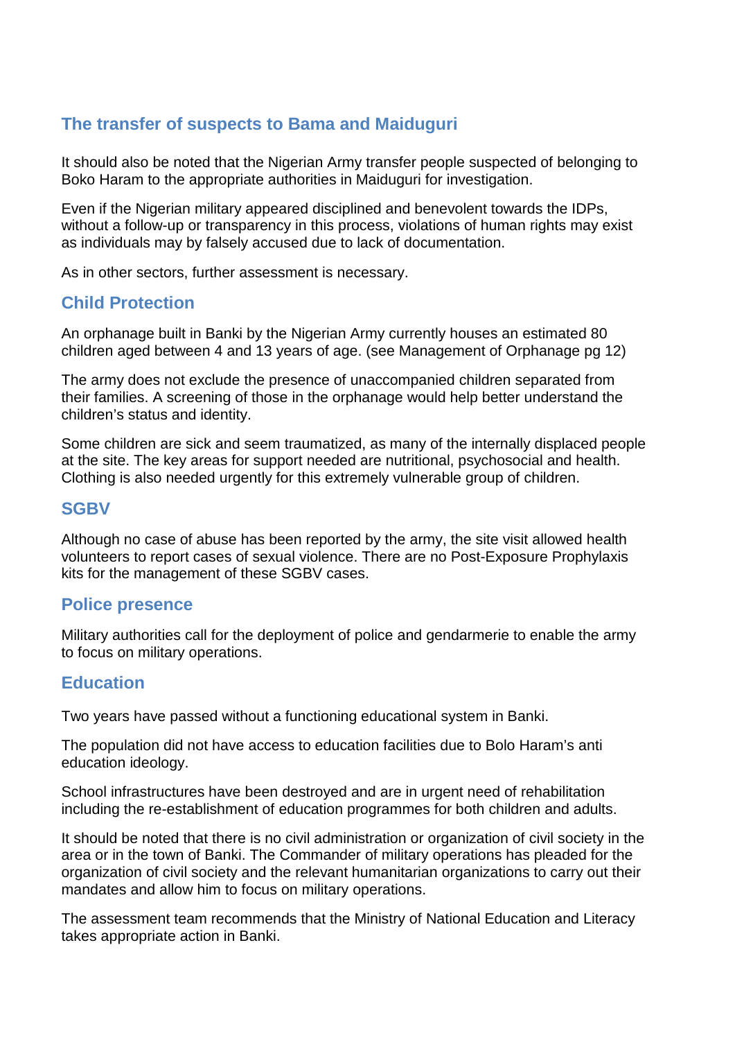## The transfer of suspects to Bama and Maiduguri

It should also be noted that the Nigerian Army transfer people suspected of belonging to Boko Haram to the appropriate authorities in Maiduguri for investigation.

Even if the Nigerian military appeared disciplined and benevolent towards the IDPs, without a follow-up or transparency in this process, violations of human rights may exist as individuals may by falsely accused due to lack of documentation.

As in other sectors, further assessment is necessary.

## Child Protection

An orphanage built in Banki by the Nigerian Army currently houses an estimated 80 children aged between 4 and 13 years of age. (see Management of Orphanage pg 12)

The army does not exclude the presence of unaccompanied children separated from their families. A screening of those in the orphanage would help better understand the children's status and identity.

Some children are sick and seem traumatized, as many of the internally displaced people at the site. The key areas for support needed are nutritional, psychosocial and health. Clothing is also needed urgently for this extremely vulnerable group of children.

## SGBV

Although no case of abuse has been reported by the army, the site visit allowed health volunteers to report cases of sexual violence. There are no Post-Exposure Prophylaxis kits for the management of these SGBV cases.

## Police presence

Military authorities call for the deployment of police and gendarmerie to enable the army to focus on military operations.

## Education

Two years have passed without a functioning educational system in Banki.

The population did not have access to education facilities due to Bolo Haram's anti education ideology.

School infrastructures have been destroyed and are in urgent need of rehabilitation including the re-establishment of education programmes for both children and adults.

It should be noted that there is no civil administration or organization of civil society in the area or in the town of Banki. The Commander of military operations has pleaded for the organization of civil society and the relevant humanitarian organizations to carry out their mandates and allow him to focus on military operations.

The assessment team recommends that the Ministry of National Education and Literacy takes appropriate action in Banki.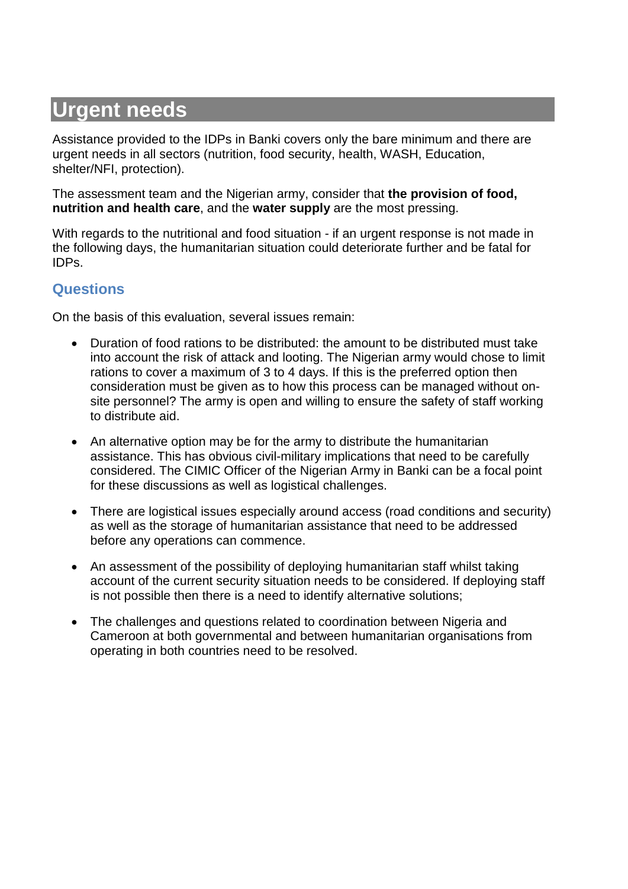# Urgent needs

Assistance provided to the IDPs in Banki covers only the bare minimum and there are urgent needs in all sectors (nutrition, food security, health, WASH, Education, shelter/NFI, protection).

The assessment team and the Nigerian army, consider that **the provision of food, nutrition and health care**, and the **water supply** are the most pressing.

With regards to the nutritional and food situation - if an urgent response is not made in the following days, the humanitarian situation could deteriorate further and be fatal for IDPs.

## Questions

On the basis of this evaluation, several issues remain:

- Duration of food rations to be distributed: the amount to be distributed must take into account the risk of attack and looting. The Nigerian army would chose to limit rations to cover a maximum of 3 to 4 days. If this is the preferred option then consideration must be given as to how this process can be managed without on-site personnel? The army is open and willing to ensure the safety of staff working to distribute aid.
- An alternative option may be for the army to distribute the humanitarian assistance. This has obvious civil-military implications that need to be carefully considered. The CIMIC Officer of the Nigerian Army in Banki can be a focal point for these discussions as well as logistical challenges.
- There are logistical issues especially around access (road conditions and security) as well as the storage of humanitarian assistance that need to be addressed before any operations can commence.
- An assessment of the possibility of deploying humanitarian staff whilst taking account of the current security situation needs to be considered. If deploying staff is not possible then there is a need to identify alternative solutions;
- The challenges and questions related to coordination between Nigeria and Cameroon at both governmental and between humanitarian organisations from operating in both countries need to be resolved.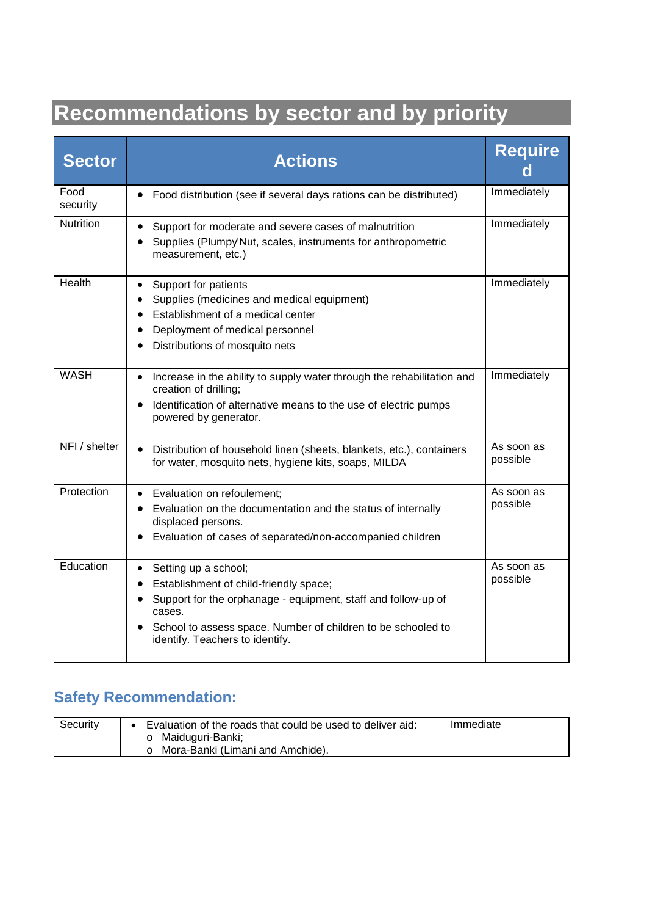# Recommendations by sector and by priority

| Sector | Actions | Required |
|---|---|---|
| Food security | • Food distribution (see if several days rations can be distributed) | Immediately |
| Nutrition | • Support for moderate and severe cases of malnutrition<br>• Supplies (Plumpy'Nut, scales, instruments for anthropometric measurement, etc.) | Immediately |
| Health | • Support for patients<br>• Supplies (medicines and medical equipment)<br>• Establishment of a medical center<br>• Deployment of medical personnel<br>• Distributions of mosquito nets | Immediately |
| WASH | • Increase in the ability to supply water through the rehabilitation and creation of drilling;<br>• Identification of alternative means to the use of electric pumps powered by generator. | Immediately |
| NFI / shelter | • Distribution of household linen (sheets, blankets, etc.), containers for water, mosquito nets, hygiene kits, soaps, MILDA | As soon as possible |
| Protection | • Evaluation on refoulement;<br>• Evaluation on the documentation and the status of internally displaced persons.<br>• Evaluation of cases of separated/non-accompanied children | As soon as possible |
| Education | • Setting up a school;<br>• Establishment of child-friendly space;<br>• Support for the orphanage - equipment, staff and follow-up of cases.<br>• School to assess space. Number of children to be schooled to identify. Teachers to identify. | As soon as possible |

## Safety Recommendation:

| Security | • Evaluation of the roads that could be used to deliver aid:<br>o Maiduguri-Banki;<br>o Mora-Banki (Limani and Amchide). | Immediate |
|---|---|---|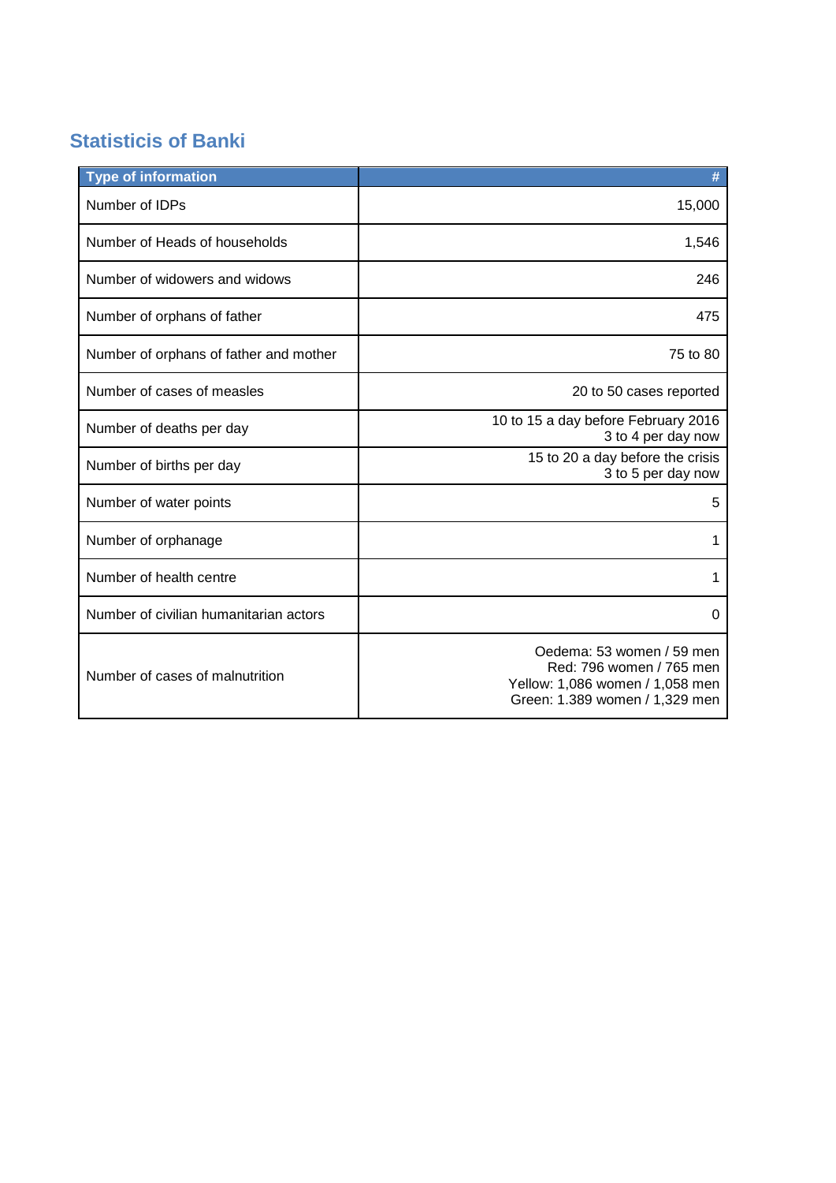## Statisticis of Banki

| Type of information | # |
|---|---|
| Number of IDPs | 15,000 |
| Number of Heads of households | 1,546 |
| Number of widowers and widows | 246 |
| Number of orphans of father | 475 |
| Number of orphans of father and mother | 75 to 80 |
| Number of cases of measles | 20 to 50 cases reported |
| Number of deaths per day | 10 to 15 a day before February 2016<br>3 to 4 per day now |
| Number of births per day | 15 to 20 a day before the crisis<br>3 to 5 per day now |
| Number of water points | 5 |
| Number of orphanage | 1 |
| Number of health centre | 1 |
| Number of civilian humanitarian actors | 0 |
| Number of cases of malnutrition | Oedema: 53 women / 59 men<br>Red: 796 women / 765 men<br>Yellow: 1,086 women / 1,058 men<br>Green: 1.389 women / 1,329 men |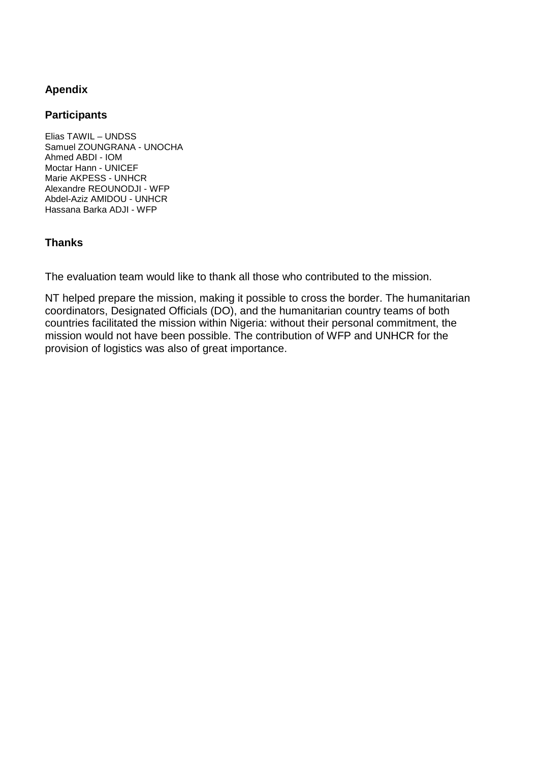## Apendix

### Participants

Elias TAWIL – UNDSS
Samuel ZOUNGRANA - UNOCHA
Ahmed ABDI - IOM
Moctar Hann - UNICEF
Marie AKPESS - UNHCR
Alexandre REOUNODJI - WFP
Abdel-Aziz AMIDOU - UNHCR
Hassana Barka ADJI - WFP

### Thanks

The evaluation team would like to thank all those who contributed to the mission.

NT helped prepare the mission, making it possible to cross the border. The humanitarian coordinators, Designated Officials (DO), and the humanitarian country teams of both countries facilitated the mission within Nigeria: without their personal commitment, the mission would not have been possible. The contribution of WFP and UNHCR for the provision of logistics was also of great importance.